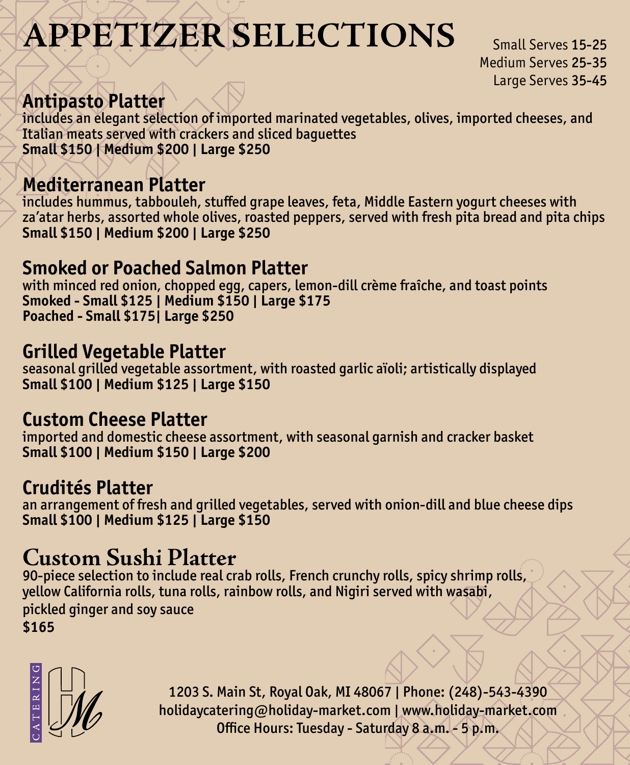# APPETIZER SELECTIONS

Small Serves **15-25**
Medium Serves **25-35**
Large Serves **35-45**

## Antipasto Platter

includes an elegant selection of imported marinated vegetables, olives, imported cheeses, and Italian meats served with crackers and sliced baguettes
**Small $150 | Medium $200 | Large $250**

## Mediterranean Platter

includes hummus, tabbouleh, stuffed grape leaves, feta, Middle Eastern yogurt cheeses with za'atar herbs, assorted whole olives, roasted peppers, served with fresh pita bread and pita chips
**Small $150 | Medium $200 | Large $250**

## Smoked or Poached Salmon Platter

with minced red onion, chopped egg, capers, lemon-dill crème fraîche, and toast points
**Smoked - Small $125 | Medium $150 | Large $175**
**Poached - Small $175| Large $250**

## Grilled Vegetable Platter

seasonal grilled vegetable assortment, with roasted garlic aïoli; artistically displayed
**Small $100 | Medium $125 | Large $150**

## Custom Cheese Platter

imported and domestic cheese assortment, with seasonal garnish and cracker basket
**Small $100 | Medium $150 | Large $200**

## Crudités Platter

an arrangement of fresh and grilled vegetables, served with onion-dill and blue cheese dips
**Small $100 | Medium $125 | Large $150**

## Custom Sushi Platter

90-piece selection to include real crab rolls, French crunchy rolls, spicy shrimp rolls, yellow California rolls, tuna rolls, rainbow rolls, and Nigiri served with wasabi, pickled ginger and soy sauce
**$165**

CATERING HM

1203 S. Main St, Royal Oak, MI 48067 | Phone: (248)-543-4390
holidaycatering@holiday-market.com | www.holiday-market.com
Office Hours: Tuesday - Saturday 8 a.m. - 5 p.m.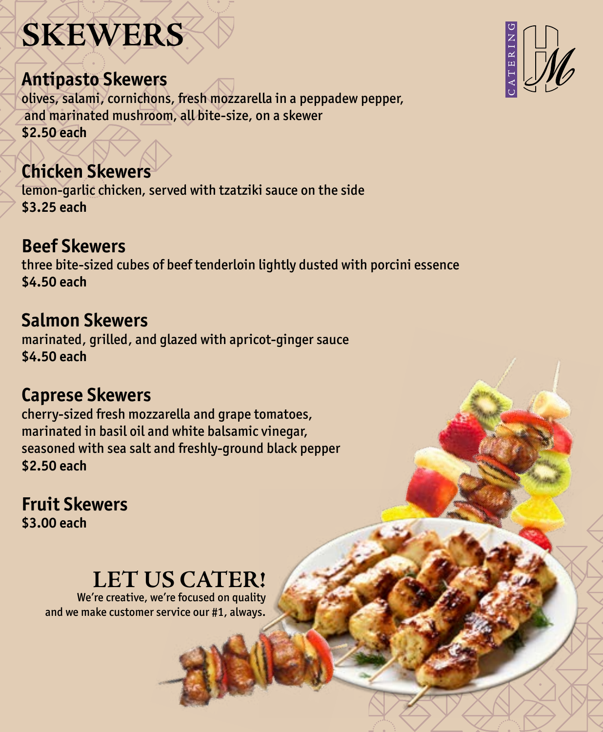# SKEWERS

CATERING HM

## Antipasto Skewers

olives, salami, cornichons, fresh mozzarella in a peppadew pepper, and marinated mushroom, all bite-size, on a skewer

**$2.50 each**

## Chicken Skewers

lemon-garlic chicken, served with tzatziki sauce on the side

**$3.25 each**

## Beef Skewers

three bite-sized cubes of beef tenderloin lightly dusted with porcini essence

**$4.50 each**

## Salmon Skewers

marinated, grilled, and glazed with apricot-ginger sauce

**$4.50 each**

## Caprese Skewers

cherry-sized fresh mozzarella and grape tomatoes, marinated in basil oil and white balsamic vinegar, seasoned with sea salt and freshly-ground black pepper

**$2.50 each**

## Fruit Skewers

**$3.00 each**

## LET US CATER!

We're creative, we're focused on quality and we make customer service our #1, always.